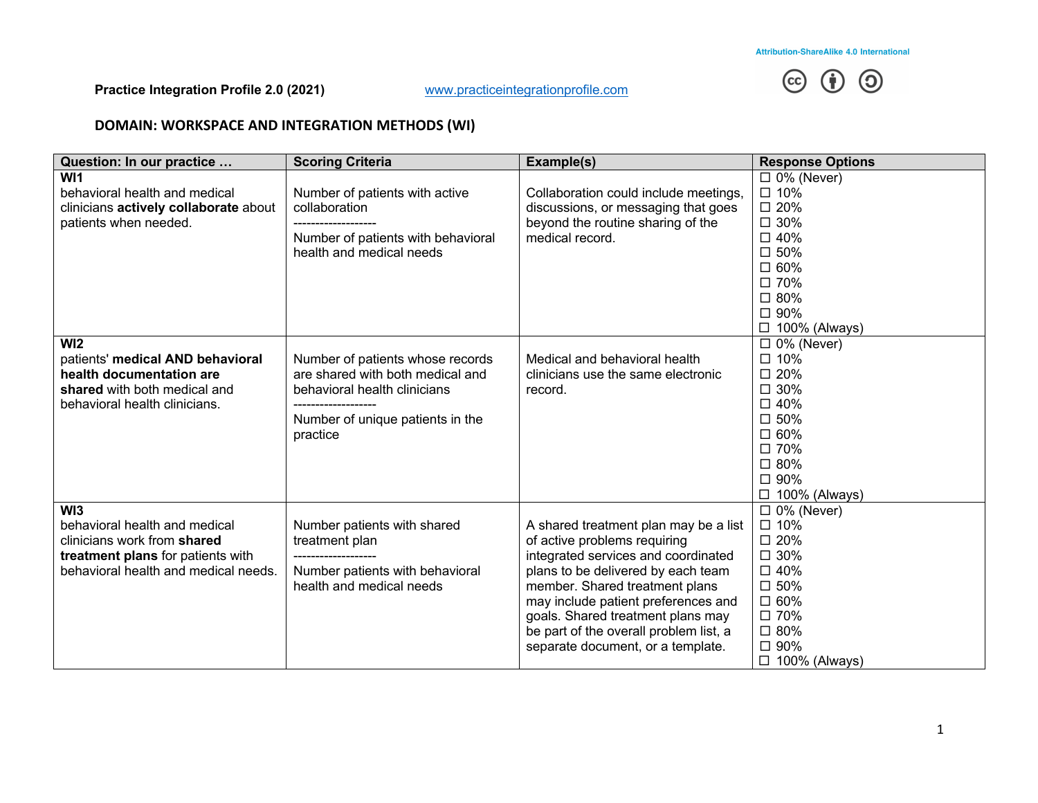Attribution-ShareAlike 4.0 International

**Practice Integration Profile 2.0 (2021)** www.practiceintegrationprofile.com

## DOMAIN: WORKSPACE AND INTEGRATION METHODS (WI)

| Question: In our practice … | Scoring Criteria | Example(s) | Response Options |
|---|---|---|---|
| **WI1**<br>behavioral health and medical clinicians **actively collaborate** about patients when needed. | Number of patients with active collaboration<br>-------------------<br>Number of patients with behavioral health and medical needs | Collaboration could include meetings, discussions, or messaging that goes beyond the routine sharing of the medical record. | ☐ 0% (Never)<br>☐ 10%<br>☐ 20%<br>☐ 30%<br>☐ 40%<br>☐ 50%<br>☐ 60%<br>☐ 70%<br>☐ 80%<br>☐ 90%<br>☐ 100% (Always) |
| **WI2**<br>patients' **medical AND behavioral health documentation are shared** with both medical and behavioral health clinicians. | Number of patients whose records are shared with both medical and behavioral health clinicians<br>-------------------<br>Number of unique patients in the practice | Medical and behavioral health clinicians use the same electronic record. | ☐ 0% (Never)<br>☐ 10%<br>☐ 20%<br>☐ 30%<br>☐ 40%<br>☐ 50%<br>☐ 60%<br>☐ 70%<br>☐ 80%<br>☐ 90%<br>☐ 100% (Always) |
| **WI3**<br>behavioral health and medical clinicians work from **shared treatment plans** for patients with behavioral health and medical needs. | Number patients with shared treatment plan<br>-------------------<br>Number patients with behavioral health and medical needs | A shared treatment plan may be a list of active problems requiring integrated services and coordinated plans to be delivered by each team member. Shared treatment plans may include patient preferences and goals. Shared treatment plans may be part of the overall problem list, a separate document, or a template. | ☐ 0% (Never)<br>☐ 10%<br>☐ 20%<br>☐ 30%<br>☐ 40%<br>☐ 50%<br>☐ 60%<br>☐ 70%<br>☐ 80%<br>☐ 90%<br>☐ 100% (Always) |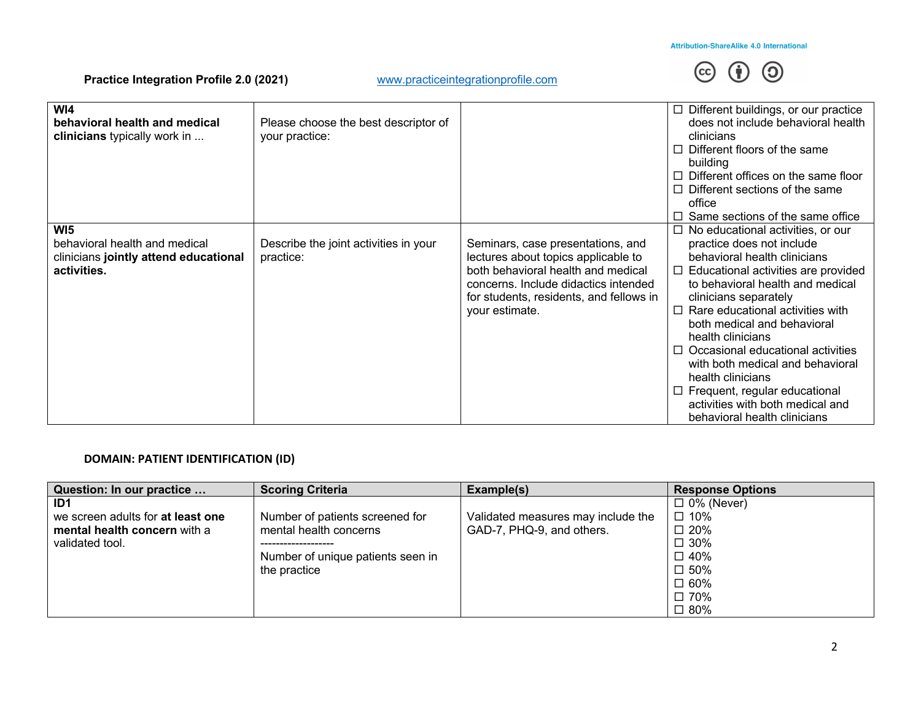| | | | |
|---|---|---|---|
| **WI4**<br>**behavioral health and medical clinicians** typically work in ... | Please choose the best descriptor of your practice: | | ☐ Different buildings, or our practice does not include behavioral health clinicians<br>☐ Different floors of the same building<br>☐ Different offices on the same floor<br>☐ Different sections of the same office<br>☐ Same sections of the same office |
| **WI5**<br>behavioral health and medical clinicians **jointly attend educational activities.** | Describe the joint activities in your practice: | Seminars, case presentations, and lectures about topics applicable to both behavioral health and medical concerns. Include didactics intended for students, residents, and fellows in your estimate. | ☐ No educational activities, or our practice does not include behavioral health clinicians<br>☐ Educational activities are provided to behavioral health and medical clinicians separately<br>☐ Rare educational activities with both medical and behavioral health clinicians<br>☐ Occasional educational activities with both medical and behavioral health clinicians<br>☐ Frequent, regular educational activities with both medical and behavioral health clinicians |

**DOMAIN: PATIENT IDENTIFICATION (ID)**

| Question: In our practice … | Scoring Criteria | Example(s) | Response Options |
|---|---|---|---|
| **ID1**<br>we screen adults for **at least one mental health concern** with a validated tool. | Number of patients screened for mental health concerns<br>-------------------<br>Number of unique patients seen in the practice | Validated measures may include the GAD-7, PHQ-9, and others. | ☐ 0% (Never)<br>☐ 10%<br>☐ 20%<br>☐ 30%<br>☐ 40%<br>☐ 50%<br>☐ 60%<br>☐ 70%<br>☐ 80% |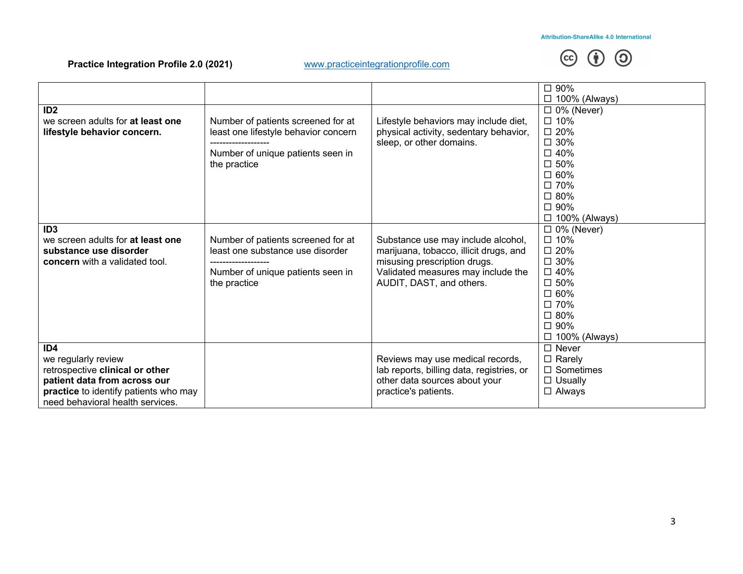| | | | |
|---|---|---|---|
| | | | ☐ 90%<br>☐ 100% (Always) |
| **ID2**<br>we screen adults for **at least one lifestyle behavior concern.** | Number of patients screened for at least one lifestyle behavior concern<br>-------------------<br>Number of unique patients seen in the practice | Lifestyle behaviors may include diet, physical activity, sedentary behavior, sleep, or other domains. | ☐ 0% (Never)<br>☐ 10%<br>☐ 20%<br>☐ 30%<br>☐ 40%<br>☐ 50%<br>☐ 60%<br>☐ 70%<br>☐ 80%<br>☐ 90%<br>☐ 100% (Always) |
| **ID3**<br>we screen adults for **at least one substance use disorder concern** with a validated tool. | Number of patients screened for at least one substance use disorder<br>-------------------<br>Number of unique patients seen in the practice | Substance use may include alcohol, marijuana, tobacco, illicit drugs, and misusing prescription drugs. Validated measures may include the AUDIT, DAST, and others. | ☐ 0% (Never)<br>☐ 10%<br>☐ 20%<br>☐ 30%<br>☐ 40%<br>☐ 50%<br>☐ 60%<br>☐ 70%<br>☐ 80%<br>☐ 90%<br>☐ 100% (Always) |
| **ID4**<br>we regularly review retrospective **clinical or other patient data from across our practice** to identify patients who may need behavioral health services. | | Reviews may use medical records, lab reports, billing data, registries, or other data sources about your practice's patients. | ☐ Never<br>☐ Rarely<br>☐ Sometimes<br>☐ Usually<br>☐ Always |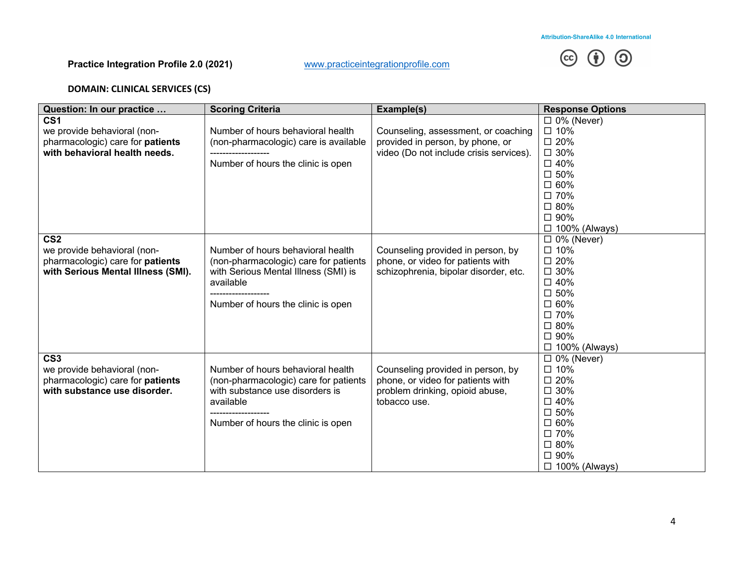Practice Integration Profile 2.0 (2021) www.practiceintegrationprofile.com

Attribution-ShareAlike 4.0 International

**DOMAIN: CLINICAL SERVICES (CS)**

| Question: In our practice … | Scoring Criteria | Example(s) | Response Options |
|---|---|---|---|
| **CS1**<br>we provide behavioral (non-pharmacologic) care for **patients with behavioral health needs.** | Number of hours behavioral health (non-pharmacologic) care is available<br>------------------<br>Number of hours the clinic is open | Counseling, assessment, or coaching provided in person, by phone, or video (Do not include crisis services). | ☐ 0% (Never)<br>☐ 10%<br>☐ 20%<br>☐ 30%<br>☐ 40%<br>☐ 50%<br>☐ 60%<br>☐ 70%<br>☐ 80%<br>☐ 90%<br>☐ 100% (Always) |
| **CS2**<br>we provide behavioral (non-pharmacologic) care for **patients with Serious Mental Illness (SMI).** | Number of hours behavioral health (non-pharmacologic) care for patients with Serious Mental Illness (SMI) is available<br>------------------<br>Number of hours the clinic is open | Counseling provided in person, by phone, or video for patients with schizophrenia, bipolar disorder, etc. | ☐ 0% (Never)<br>☐ 10%<br>☐ 20%<br>☐ 30%<br>☐ 40%<br>☐ 50%<br>☐ 60%<br>☐ 70%<br>☐ 80%<br>☐ 90%<br>☐ 100% (Always) |
| **CS3**<br>we provide behavioral (non-pharmacologic) care for **patients with substance use disorder.** | Number of hours behavioral health (non-pharmacologic) care for patients with substance use disorders is available<br>------------------<br>Number of hours the clinic is open | Counseling provided in person, by phone, or video for patients with problem drinking, opioid abuse, tobacco use. | ☐ 0% (Never)<br>☐ 10%<br>☐ 20%<br>☐ 30%<br>☐ 40%<br>☐ 50%<br>☐ 60%<br>☐ 70%<br>☐ 80%<br>☐ 90%<br>☐ 100% (Always) |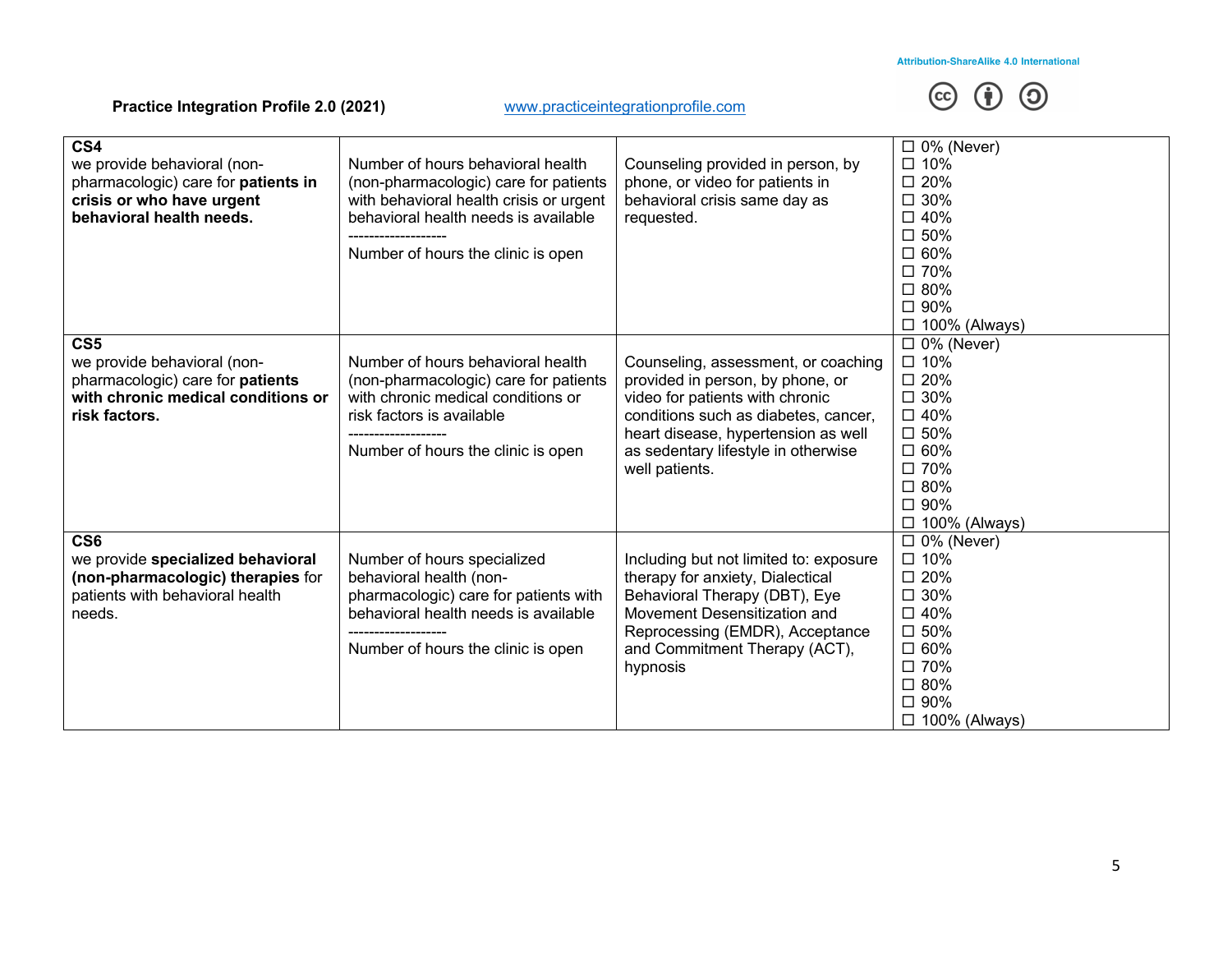| | | | |
|---|---|---|---|
| **CS4**<br>we provide behavioral (non-pharmacologic) care for **patients in crisis or who have urgent behavioral health needs.** | Number of hours behavioral health (non-pharmacologic) care for patients with behavioral health crisis or urgent behavioral health needs is available<br>-------------------<br>Number of hours the clinic is open | Counseling provided in person, by phone, or video for patients in behavioral crisis same day as requested. | ☐ 0% (Never)<br>☐ 10%<br>☐ 20%<br>☐ 30%<br>☐ 40%<br>☐ 50%<br>☐ 60%<br>☐ 70%<br>☐ 80%<br>☐ 90%<br>☐ 100% (Always) |
| **CS5**<br>we provide behavioral (non-pharmacologic) care for **patients with chronic medical conditions or risk factors.** | Number of hours behavioral health (non-pharmacologic) care for patients with chronic medical conditions or risk factors is available<br>-------------------<br>Number of hours the clinic is open | Counseling, assessment, or coaching provided in person, by phone, or video for patients with chronic conditions such as diabetes, cancer, heart disease, hypertension as well as sedentary lifestyle in otherwise well patients. | ☐ 0% (Never)<br>☐ 10%<br>☐ 20%<br>☐ 30%<br>☐ 40%<br>☐ 50%<br>☐ 60%<br>☐ 70%<br>☐ 80%<br>☐ 90%<br>☐ 100% (Always) |
| **CS6**<br>we provide **specialized behavioral (non-pharmacologic) therapies** for patients with behavioral health needs. | Number of hours specialized behavioral health (non-pharmacologic) care for patients with behavioral health needs is available<br>-------------------<br>Number of hours the clinic is open | Including but not limited to: exposure therapy for anxiety, Dialectical Behavioral Therapy (DBT), Eye Movement Desensitization and Reprocessing (EMDR), Acceptance and Commitment Therapy (ACT), hypnosis | ☐ 0% (Never)<br>☐ 10%<br>☐ 20%<br>☐ 30%<br>☐ 40%<br>☐ 50%<br>☐ 60%<br>☐ 70%<br>☐ 80%<br>☐ 90%<br>☐ 100% (Always) |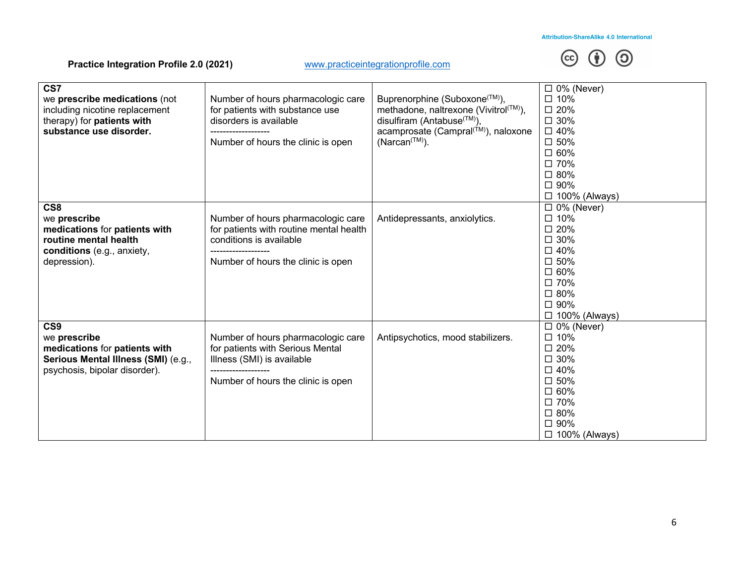| | | | |
|---|---|---|---|
| **CS7**<br>we **prescribe medications** (not including nicotine replacement therapy) for **patients with substance use disorder.** | Number of hours pharmacologic care for patients with substance use disorders is available<br>-------------------<br>Number of hours the clinic is open | Buprenorphine (Suboxone(TM)), methadone, naltrexone (Vivitrol(TM)), disulfiram (Antabuse(TM)), acamprosate (Campral(TM)), naloxone (Narcan(TM)). | ☐ 0% (Never)<br>☐ 10%<br>☐ 20%<br>☐ 30%<br>☐ 40%<br>☐ 50%<br>☐ 60%<br>☐ 70%<br>☐ 80%<br>☐ 90%<br>☐ 100% (Always) |
| **CS8**<br>we **prescribe medications** for **patients with routine mental health conditions** (e.g., anxiety, depression). | Number of hours pharmacologic care for patients with routine mental health conditions is available<br>-------------------<br>Number of hours the clinic is open | Antidepressants, anxiolytics. | ☐ 0% (Never)<br>☐ 10%<br>☐ 20%<br>☐ 30%<br>☐ 40%<br>☐ 50%<br>☐ 60%<br>☐ 70%<br>☐ 80%<br>☐ 90%<br>☐ 100% (Always) |
| **CS9**<br>we **prescribe medications** for **patients with Serious Mental Illness (SMI)** (e.g., psychosis, bipolar disorder). | Number of hours pharmacologic care for patients with Serious Mental Illness (SMI) is available<br>-------------------<br>Number of hours the clinic is open | Antipsychotics, mood stabilizers. | ☐ 0% (Never)<br>☐ 10%<br>☐ 20%<br>☐ 30%<br>☐ 40%<br>☐ 50%<br>☐ 60%<br>☐ 70%<br>☐ 80%<br>☐ 90%<br>☐ 100% (Always) |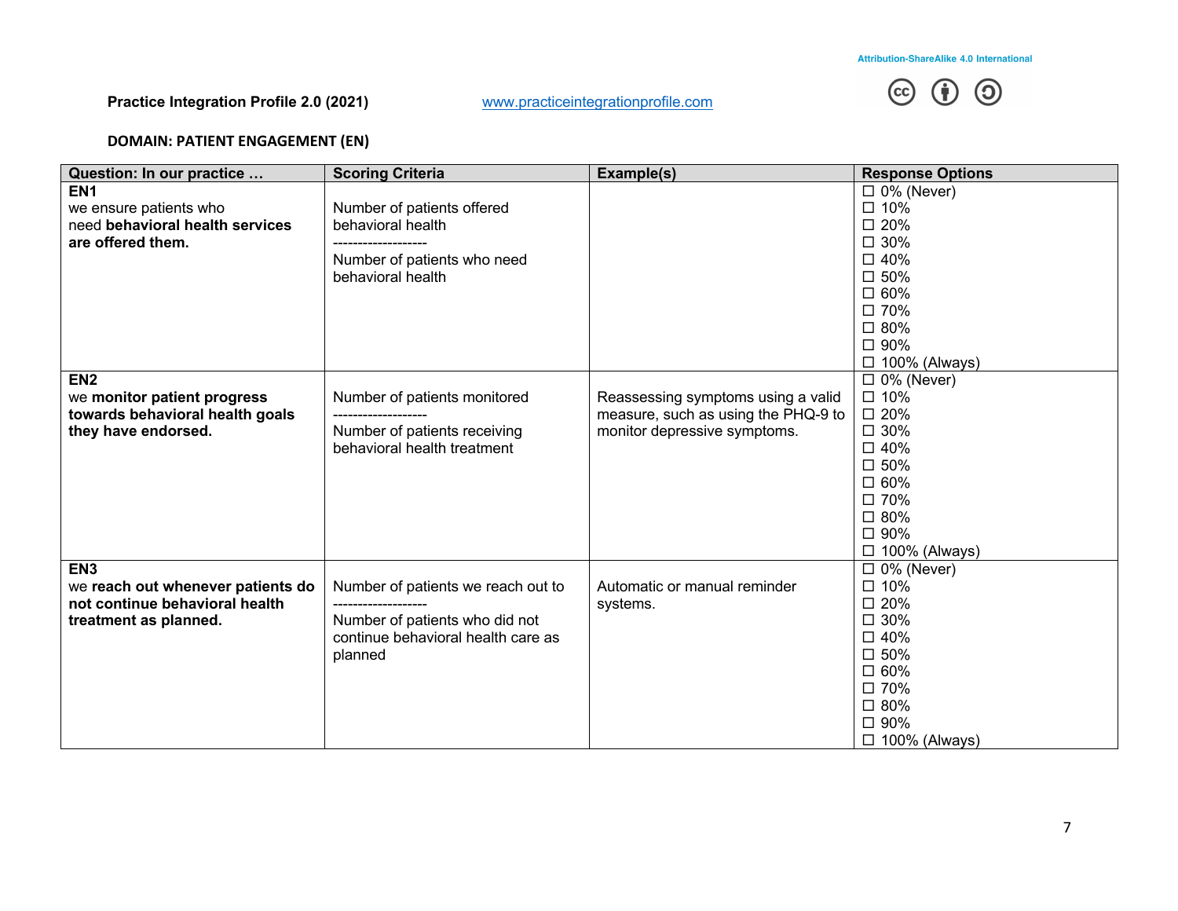Attribution-ShareAlike 4.0 International

**Practice Integration Profile 2.0 (2021)** www.practiceintegrationprofile.com

**DOMAIN: PATIENT ENGAGEMENT (EN)**

| Question: In our practice … | Scoring Criteria | Example(s) | Response Options |
|---|---|---|---|
| **EN1**<br>we ensure patients who need **behavioral health services are offered them.** | Number of patients offered behavioral health<br>-------------------<br>Number of patients who need behavioral health | | ☐ 0% (Never)<br>☐ 10%<br>☐ 20%<br>☐ 30%<br>☐ 40%<br>☐ 50%<br>☐ 60%<br>☐ 70%<br>☐ 80%<br>☐ 90%<br>☐ 100% (Always) |
| **EN2**<br>we **monitor patient progress towards behavioral health goals they have endorsed.** | Number of patients monitored<br>-------------------<br>Number of patients receiving behavioral health treatment | Reassessing symptoms using a valid measure, such as using the PHQ-9 to monitor depressive symptoms. | ☐ 0% (Never)<br>☐ 10%<br>☐ 20%<br>☐ 30%<br>☐ 40%<br>☐ 50%<br>☐ 60%<br>☐ 70%<br>☐ 80%<br>☐ 90%<br>☐ 100% (Always) |
| **EN3**<br>we **reach out whenever patients do not continue behavioral health treatment as planned.** | Number of patients we reach out to<br>-------------------<br>Number of patients who did not continue behavioral health care as planned | Automatic or manual reminder systems. | ☐ 0% (Never)<br>☐ 10%<br>☐ 20%<br>☐ 30%<br>☐ 40%<br>☐ 50%<br>☐ 60%<br>☐ 70%<br>☐ 80%<br>☐ 90%<br>☐ 100% (Always) |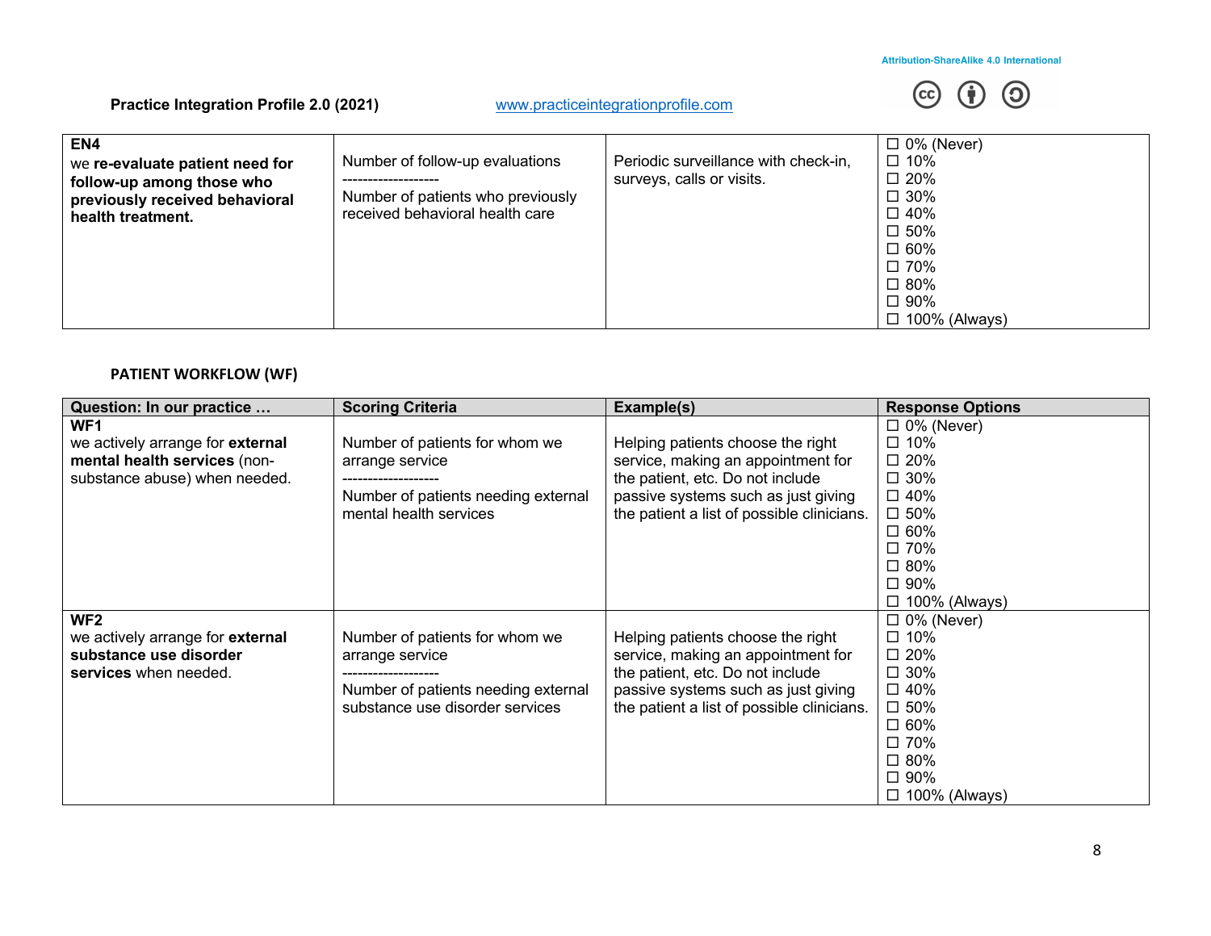| | | | |
|---|---|---|---|
| **EN4**<br>we **re-evaluate patient need for follow-up among those who previously received behavioral health treatment.** | Number of follow-up evaluations<br>-------------------<br>Number of patients who previously received behavioral health care | Periodic surveillance with check-in, surveys, calls or visits. | ☐ 0% (Never)<br>☐ 10%<br>☐ 20%<br>☐ 30%<br>☐ 40%<br>☐ 50%<br>☐ 60%<br>☐ 70%<br>☐ 80%<br>☐ 90%<br>☐ 100% (Always) |

## PATIENT WORKFLOW (WF)

| Question: In our practice … | Scoring Criteria | Example(s) | Response Options |
|---|---|---|---|
| **WF1**<br>we actively arrange for **external mental health services** (non-substance abuse) when needed. | Number of patients for whom we arrange service<br>-------------------<br>Number of patients needing external mental health services | Helping patients choose the right service, making an appointment for the patient, etc. Do not include passive systems such as just giving the patient a list of possible clinicians. | ☐ 0% (Never)<br>☐ 10%<br>☐ 20%<br>☐ 30%<br>☐ 40%<br>☐ 50%<br>☐ 60%<br>☐ 70%<br>☐ 80%<br>☐ 90%<br>☐ 100% (Always) |
| **WF2**<br>we actively arrange for **external substance use disorder services** when needed. | Number of patients for whom we arrange service<br>-------------------<br>Number of patients needing external substance use disorder services | Helping patients choose the right service, making an appointment for the patient, etc. Do not include passive systems such as just giving the patient a list of possible clinicians. | ☐ 0% (Never)<br>☐ 10%<br>☐ 20%<br>☐ 30%<br>☐ 40%<br>☐ 50%<br>☐ 60%<br>☐ 70%<br>☐ 80%<br>☐ 90%<br>☐ 100% (Always) |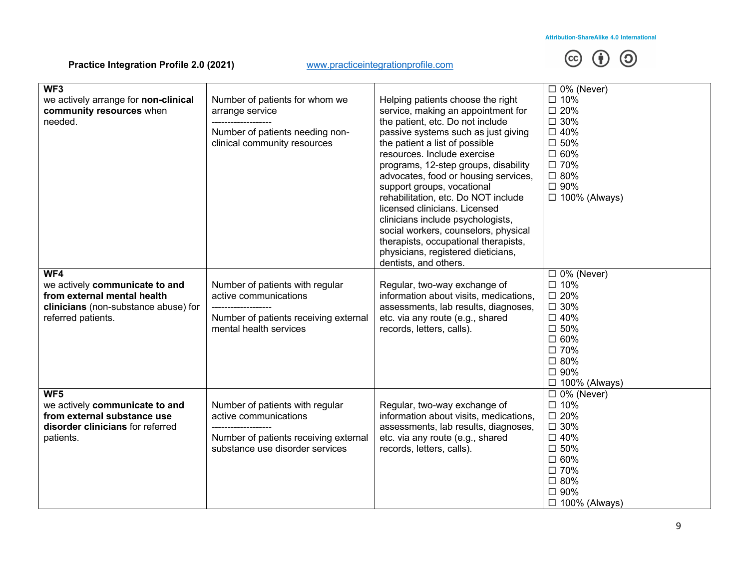| | | | |
|---|---|---|---|
| **WF3**<br>we actively arrange for **non-clinical community resources** when needed. | Number of patients for whom we arrange service<br>-------------------<br>Number of patients needing non-clinical community resources | Helping patients choose the right service, making an appointment for the patient, etc. Do not include passive systems such as just giving the patient a list of possible resources. Include exercise programs, 12-step groups, disability advocates, food or housing services, support groups, vocational rehabilitation, etc. Do NOT include licensed clinicians. Licensed clinicians include psychologists, social workers, counselors, physical therapists, occupational therapists, physicians, registered dieticians, dentists, and others. | ☐ 0% (Never)<br>☐ 10%<br>☐ 20%<br>☐ 30%<br>☐ 40%<br>☐ 50%<br>☐ 60%<br>☐ 70%<br>☐ 80%<br>☐ 90%<br>☐ 100% (Always) |
| **WF4**<br>we actively **communicate to and from external mental health clinicians** (non-substance abuse) for referred patients. | Number of patients with regular active communications<br>-------------------<br>Number of patients receiving external mental health services | Regular, two-way exchange of information about visits, medications, assessments, lab results, diagnoses, etc. via any route (e.g., shared records, letters, calls). | ☐ 0% (Never)<br>☐ 10%<br>☐ 20%<br>☐ 30%<br>☐ 40%<br>☐ 50%<br>☐ 60%<br>☐ 70%<br>☐ 80%<br>☐ 90%<br>☐ 100% (Always) |
| **WF5**<br>we actively **communicate to and from external substance use disorder clinicians** for referred patients. | Number of patients with regular active communications<br>-------------------<br>Number of patients receiving external substance use disorder services | Regular, two-way exchange of information about visits, medications, assessments, lab results, diagnoses, etc. via any route (e.g., shared records, letters, calls). | ☐ 0% (Never)<br>☐ 10%<br>☐ 20%<br>☐ 30%<br>☐ 40%<br>☐ 50%<br>☐ 60%<br>☐ 70%<br>☐ 80%<br>☐ 90%<br>☐ 100% (Always) |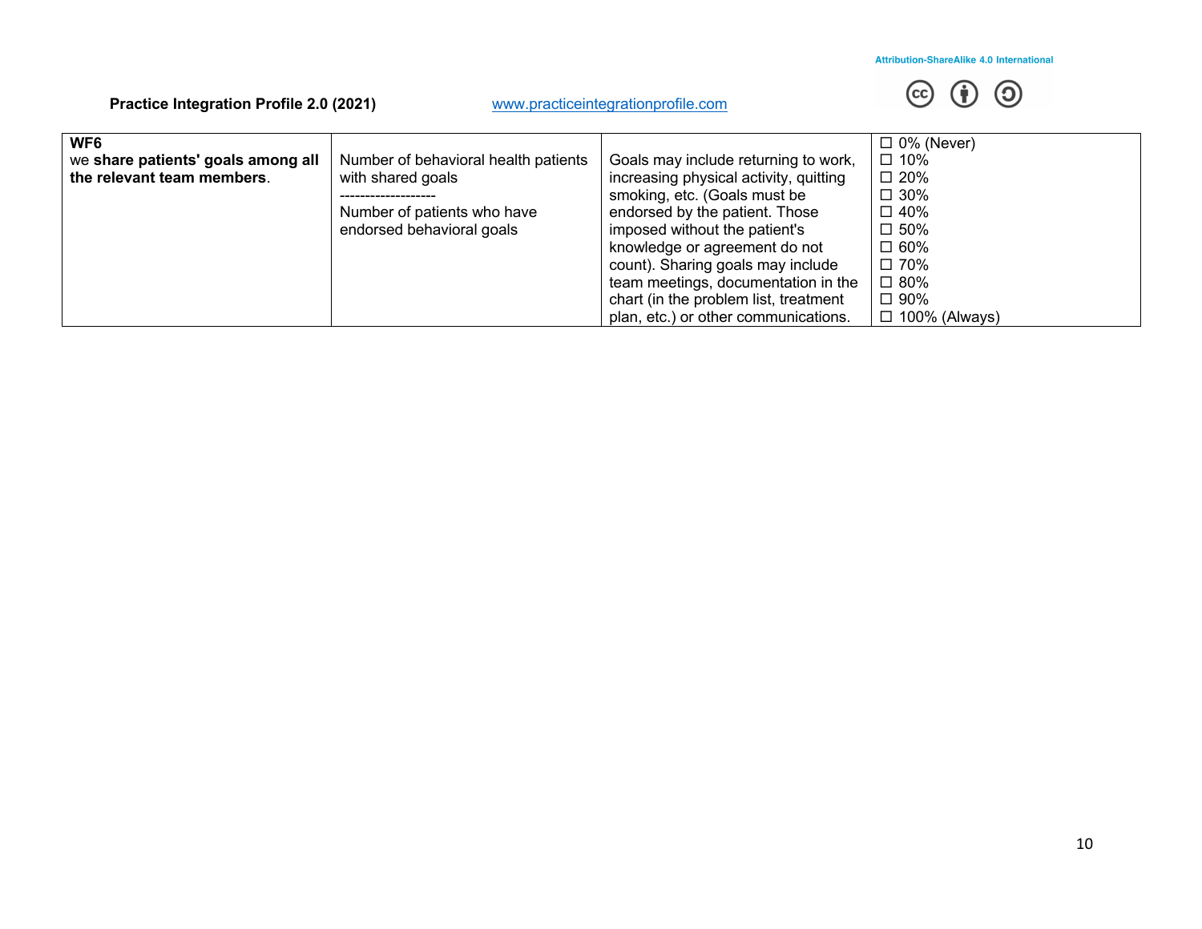| WF6<br>we **share patients' goals among all the relevant team members**. | Number of behavioral health patients with shared goals<br>-------------------<br>Number of patients who have endorsed behavioral goals | Goals may include returning to work, increasing physical activity, quitting smoking, etc. (Goals must be endorsed by the patient. Those imposed without the patient's knowledge or agreement do not count). Sharing goals may include team meetings, documentation in the chart (in the problem list, treatment plan, etc.) or other communications. | ☐ 0% (Never)<br>☐ 10%<br>☐ 20%<br>☐ 30%<br>☐ 40%<br>☐ 50%<br>☐ 60%<br>☐ 70%<br>☐ 80%<br>☐ 90%<br>☐ 100% (Always) |
|---|---|---|---|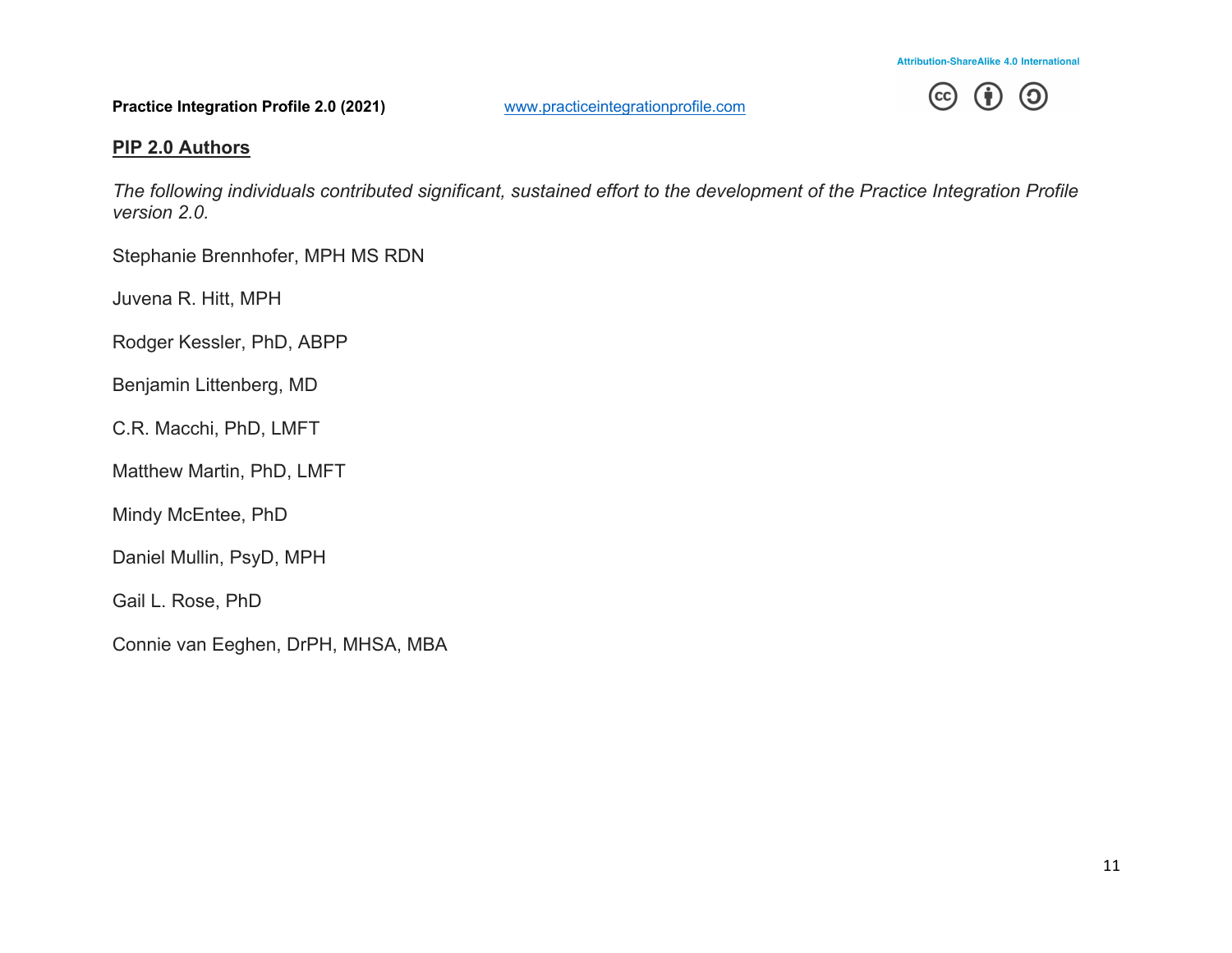## PIP 2.0 Authors

*The following individuals contributed significant, sustained effort to the development of the Practice Integration Profile version 2.0.*

Stephanie Brennhofer, MPH MS RDN

Juvena R. Hitt, MPH

Rodger Kessler, PhD, ABPP

Benjamin Littenberg, MD

C.R. Macchi, PhD, LMFT

Matthew Martin, PhD, LMFT

Mindy McEntee, PhD

Daniel Mullin, PsyD, MPH

Gail L. Rose, PhD

Connie van Eeghen, DrPH, MHSA, MBA